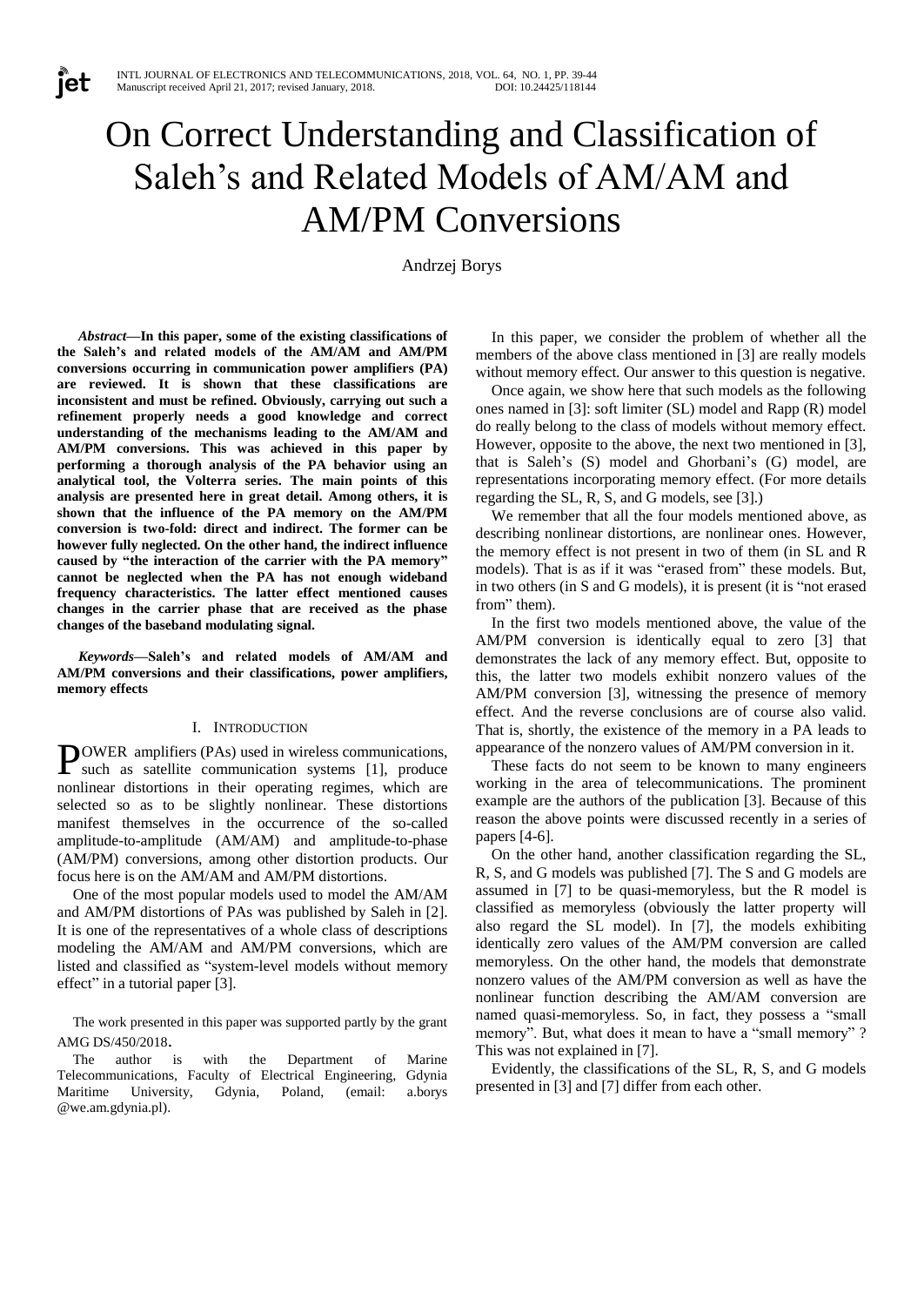# On Correct Understanding and Classification of Saleh's and Related Models of AM/AM and AM/PM Conversions

Andrzej Borys

***Abstract*—In this paper, some of the existing classifications of the Saleh's and related models of the AM/AM and AM/PM conversions occurring in communication power amplifiers (PA) are reviewed. It is shown that these classifications are inconsistent and must be refined. Obviously, carrying out such a refinement properly needs a good knowledge and correct understanding of the mechanisms leading to the AM/AM and AM/PM conversions. This was achieved in this paper by performing a thorough analysis of the PA behavior using an analytical tool, the Volterra series. The main points of this analysis are presented here in great detail. Among others, it is shown that the influence of the PA memory on the AM/PM conversion is two-fold: direct and indirect. The former can be however fully neglected. On the other hand, the indirect influence caused by "the interaction of the carrier with the PA memory" cannot be neglected when the PA has not enough wideband frequency characteristics. The latter effect mentioned causes changes in the carrier phase that are received as the phase changes of the baseband modulating signal.**

***Keywords*—Saleh's and related models of AM/AM and AM/PM conversions and their classifications, power amplifiers, memory effects**

## I. Introduction

POWER amplifiers (PAs) used in wireless communications, such as satellite communication systems [1], produce nonlinear distortions in their operating regimes, which are selected so as to be slightly nonlinear. These distortions manifest themselves in the occurrence of the so-called amplitude-to-amplitude (AM/AM) and amplitude-to-phase (AM/PM) conversions, among other distortion products. Our focus here is on the AM/AM and AM/PM distortions.

One of the most popular models used to model the AM/AM and AM/PM distortions of PAs was published by Saleh in [2]. It is one of the representatives of a whole class of descriptions modeling the AM/AM and AM/PM conversions, which are listed and classified as "system-level models without memory effect" in a tutorial paper [3].

The work presented in this paper was supported partly by the grant AMG DS/450/2018.

The author is with the Department of Marine Telecommunications, Faculty of Electrical Engineering, Gdynia Maritime University, Gdynia, Poland, (email: a.borys @we.am.gdynia.pl).

In this paper, we consider the problem of whether all the members of the above class mentioned in [3] are really models without memory effect. Our answer to this question is negative.

Once again, we show here that such models as the following ones named in [3]: soft limiter (SL) model and Rapp (R) model do really belong to the class of models without memory effect. However, opposite to the above, the next two mentioned in [3], that is Saleh's (S) model and Ghorbani's (G) model, are representations incorporating memory effect. (For more details regarding the SL, R, S, and G models, see [3].)

We remember that all the four models mentioned above, as describing nonlinear distortions, are nonlinear ones. However, the memory effect is not present in two of them (in SL and R models). That is as if it was "erased from" these models. But, in two others (in S and G models), it is present (it is "not erased from" them).

In the first two models mentioned above, the value of the AM/PM conversion is identically equal to zero [3] that demonstrates the lack of any memory effect. But, opposite to this, the latter two models exhibit nonzero values of the AM/PM conversion [3], witnessing the presence of memory effect. And the reverse conclusions are of course also valid. That is, shortly, the existence of the memory in a PA leads to appearance of the nonzero values of AM/PM conversion in it.

These facts do not seem to be known to many engineers working in the area of telecommunications. The prominent example are the authors of the publication [3]. Because of this reason the above points were discussed recently in a series of papers [4-6].

On the other hand, another classification regarding the SL, R, S, and G models was published [7]. The S and G models are assumed in [7] to be quasi-memoryless, but the R model is classified as memoryless (obviously the latter property will also regard the SL model). In [7], the models exhibiting identically zero values of the AM/PM conversion are called memoryless. On the other hand, the models that demonstrate nonzero values of the AM/PM conversion as well as have the nonlinear function describing the AM/AM conversion are named quasi-memoryless. So, in fact, they possess a "small memory". But, what does it mean to have a "small memory" ? This was not explained in [7].

Evidently, the classifications of the SL, R, S, and G models presented in [3] and [7] differ from each other.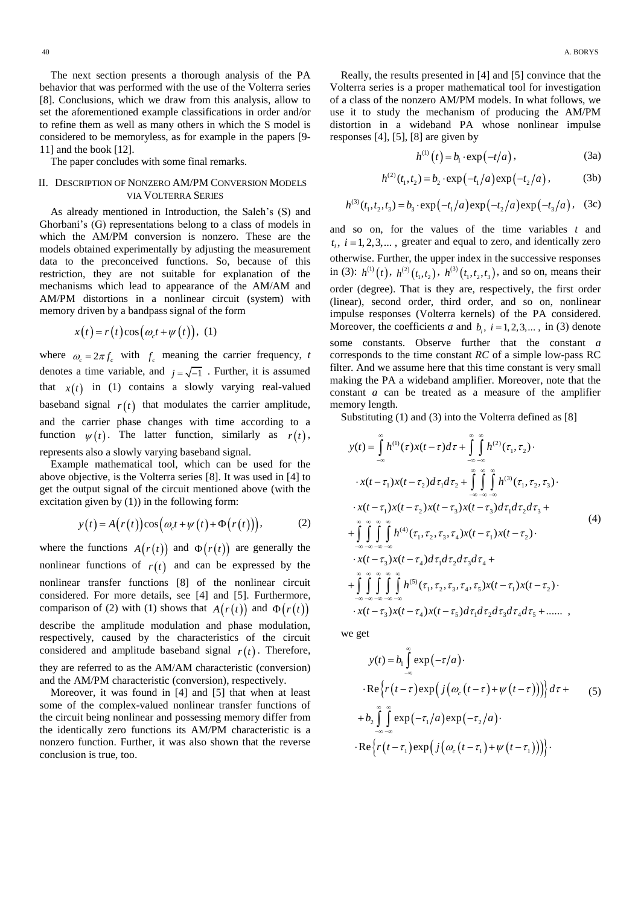The next section presents a thorough analysis of the PA behavior that was performed with the use of the Volterra series [8]. Conclusions, which we draw from this analysis, allow to set the aforementioned example classifications in order and/or to refine them as well as many others in which the S model is considered to be memoryless, as for example in the papers [9-11] and the book [12].

The paper concludes with some final remarks.

## II. Description of Nonzero AM/PM Conversion Models via Volterra Series

As already mentioned in Introduction, the Saleh's (S) and Ghorbani's (G) representations belong to a class of models in which the AM/PM conversion is nonzero. These are the models obtained experimentally by adjusting the measurement data to the preconceived functions. So, because of this restriction, they are not suitable for explanation of the mechanisms which lead to appearance of the AM/AM and AM/PM distortions in a nonlinear circuit (system) with memory driven by a bandpass signal of the form

$$x(t) = r(t)\cos\left(\omega_c t + \psi(t)\right), \quad (1)$$

where $\omega_c = 2\pi f_c$ with $f_c$ meaning the carrier frequency, $t$ denotes a time variable, and $j = \sqrt{-1}$ . Further, it is assumed that $x(t)$ in (1) contains a slowly varying real-valued baseband signal $r(t)$ that modulates the carrier amplitude, and the carrier phase changes with time according to a function $\psi(t)$. The latter function, similarly as $r(t)$, represents also a slowly varying baseband signal.

Example mathematical tool, which can be used for the above objective, is the Volterra series [8]. It was used in [4] to get the output signal of the circuit mentioned above (with the excitation given by (1)) in the following form:

$$y(t) = A\left(r(t)\right)\cos\left(\omega_c t + \psi(t) + \Phi\left(r(t)\right)\right), \quad (2)$$

where the functions $A\left(r(t)\right)$ and $\Phi\left(r(t)\right)$ are generally the nonlinear functions of $r(t)$ and can be expressed by the nonlinear transfer functions [8] of the nonlinear circuit considered. For more details, see [4] and [5]. Furthermore, comparison of (2) with (1) shows that $A\left(r(t)\right)$ and $\Phi\left(r(t)\right)$ describe the amplitude modulation and phase modulation, respectively, caused by the characteristics of the circuit considered and amplitude baseband signal $r(t)$. Therefore, they are referred to as the AM/AM characteristic (conversion) and the AM/PM characteristic (conversion), respectively.

Moreover, it was found in [4] and [5] that when at least some of the complex-valued nonlinear transfer functions of the circuit being nonlinear and possessing memory differ from the identically zero functions its AM/PM characteristic is a nonzero function. Further, it was also shown that the reverse conclusion is true, too.

Really, the results presented in [4] and [5] convince that the Volterra series is a proper mathematical tool for investigation of a class of the nonzero AM/PM models. In what follows, we use it to study the mechanism of producing the AM/PM distortion in a wideband PA whose nonlinear impulse responses [4], [5], [8] are given by

$$h^{(1)}(t) = b_1 \cdot \exp\left(-t/a\right), \quad (3a)$$

$$h^{(2)}(t_1, t_2) = b_2 \cdot \exp\left(-t_1/a\right)\exp\left(-t_2/a\right), \quad (3b)$$

$$h^{(3)}(t_1, t_2, t_3) = b_3 \cdot \exp\left(-t_1/a\right)\exp\left(-t_2/a\right)\exp\left(-t_3/a\right), \quad (3c)$$

and so on, for the values of the time variables $t$ and $t_i$, $i = 1, 2, 3, \ldots$, greater and equal to zero, and identically zero otherwise. Further, the upper index in the successive responses in (3): $h^{(1)}(t)$, $h^{(2)}(t_1, t_2)$, $h^{(3)}(t_1, t_2, t_3)$, and so on, means their order (degree). That is they are, respectively, the first order (linear), second order, third order, and so on, nonlinear impulse responses (Volterra kernels) of the PA considered. Moreover, the coefficients $a$ and $b_i$, $i = 1, 2, 3, \ldots$, in (3) denote some constants. Observe further that the constant $a$ corresponds to the time constant $RC$ of a simple low-pass RC filter. And we assume here that this time constant is very small making the PA a wideband amplifier. Moreover, note that the constant $a$ can be treated as a measure of the amplifier memory length.

Substituting (1) and (3) into the Volterra defined as [8]

$$\begin{aligned}
y(t) &= \int_{-\infty}^{\infty} h^{(1)}(\tau)x(t-\tau)d\tau + \int_{-\infty}^{\infty}\int_{-\infty}^{\infty} h^{(2)}(\tau_1,\tau_2)\cdot \\
&\cdot x(t-\tau_1)x(t-\tau_2)d\tau_1 d\tau_2 + \int_{-\infty}^{\infty}\int_{-\infty}^{\infty}\int_{-\infty}^{\infty} h^{(3)}(\tau_1,\tau_2,\tau_3)\cdot \\
&\cdot x(t-\tau_1)x(t-\tau_2)x(t-\tau_3)x(t-\tau_3)d\tau_1 d\tau_2 d\tau_3 + \\
&+ \int_{-\infty}^{\infty}\int_{-\infty}^{\infty}\int_{-\infty}^{\infty}\int_{-\infty}^{\infty} h^{(4)}(\tau_1,\tau_2,\tau_3,\tau_4)x(t-\tau_1)x(t-\tau_2)\cdot \\
&\cdot x(t-\tau_3)x(t-\tau_4)d\tau_1 d\tau_2 d\tau_3 d\tau_4 + \\
&+ \int_{-\infty}^{\infty}\int_{-\infty}^{\infty}\int_{-\infty}^{\infty}\int_{-\infty}^{\infty}\int_{-\infty}^{\infty} h^{(5)}(\tau_1,\tau_2,\tau_3,\tau_4,\tau_5)x(t-\tau_1)x(t-\tau_2)\cdot \\
&\cdot x(t-\tau_3)x(t-\tau_4)x(t-\tau_5)d\tau_1 d\tau_2 d\tau_3 d\tau_4 d\tau_5 + \ldots\ldots ,
\end{aligned} \quad (4)$$

we get

$$\begin{aligned}
y(t) &= b_1 \int_{-\infty}^{\infty} \exp\left(-\tau/a\right)\cdot \\
&\cdot \mathrm{Re}\left\{r(t-\tau)\exp\left(j\left(\omega_c(t-\tau) + \psi(t-\tau)\right)\right)\right\}d\tau + \\
&+ b_2 \int_{-\infty}^{\infty}\int_{-\infty}^{\infty} \exp\left(-\tau_1/a\right)\exp\left(-\tau_2/a\right)\cdot \\
&\cdot \mathrm{Re}\left\{r(t-\tau_1)\exp\left(j\left(\omega_c(t-\tau_1) + \psi(t-\tau_1)\right)\right)\right\}\cdot
\end{aligned} \quad (5)$$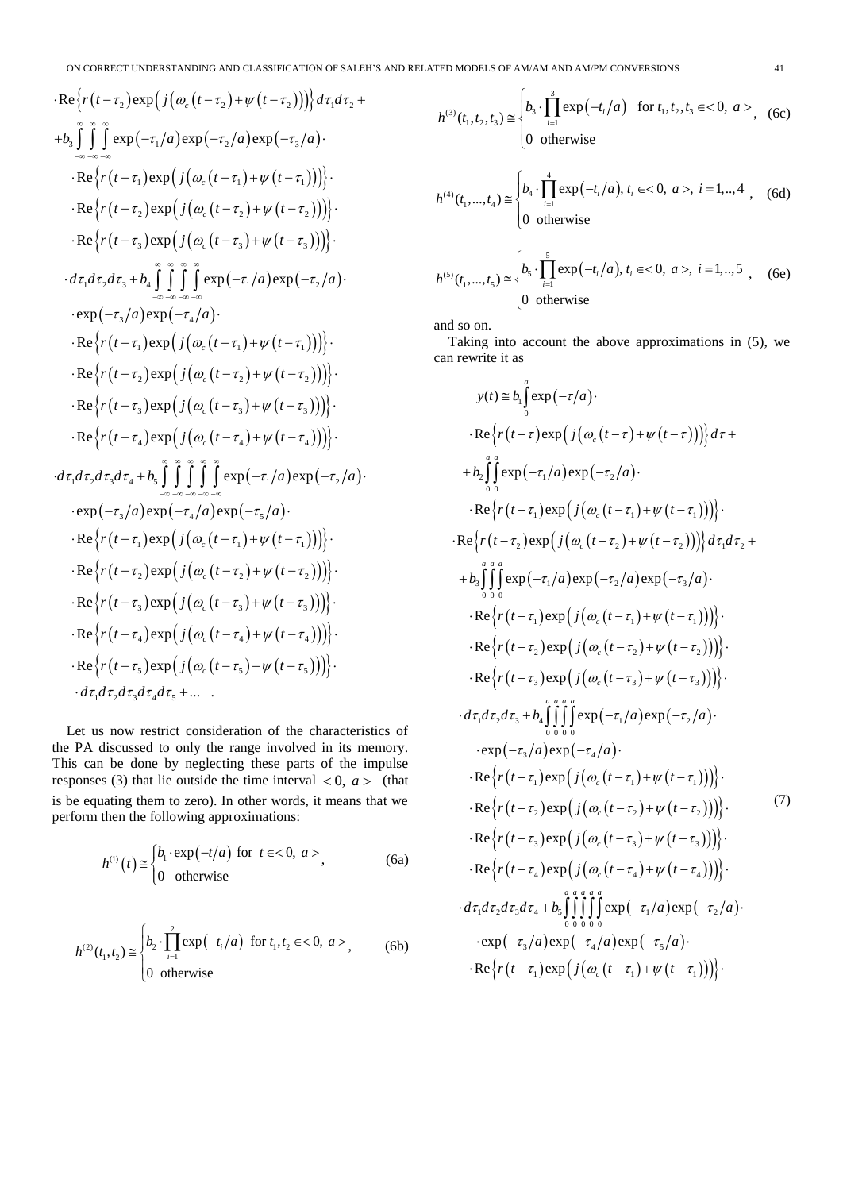$$
\cdot \mathrm{Re}\left\{ r(t-\tau_2)\exp\left( j\left(\omega_c(t-\tau_2)+\psi(t-\tau_2)\right)\right)\right\} d\tau_1 d\tau_2 +
$$

$$
+ b_3 \int_{-\infty}^{\infty}\int_{-\infty}^{\infty}\int_{-\infty}^{\infty} \exp(-\tau_1/a)\exp(-\tau_2/a)\exp(-\tau_3/a)\cdot
$$

$$
\cdot \mathrm{Re}\left\{ r(t-\tau_1)\exp\left( j\left(\omega_c(t-\tau_1)+\psi(t-\tau_1)\right)\right)\right\}\cdot
$$

$$
\cdot \mathrm{Re}\left\{ r(t-\tau_2)\exp\left( j\left(\omega_c(t-\tau_2)+\psi(t-\tau_2)\right)\right)\right\}\cdot
$$

$$
\cdot \mathrm{Re}\left\{ r(t-\tau_3)\exp\left( j\left(\omega_c(t-\tau_3)+\psi(t-\tau_3)\right)\right)\right\}\cdot
$$

$$
\cdot d\tau_1 d\tau_2 d\tau_3 + b_4 \int_{-\infty}^{\infty}\int_{-\infty}^{\infty}\int_{-\infty}^{\infty}\int_{-\infty}^{\infty} \exp(-\tau_1/a)\exp(-\tau_2/a)\cdot
$$

$$
\cdot \exp(-\tau_3/a)\exp(-\tau_4/a)\cdot
$$

$$
\cdot \mathrm{Re}\left\{ r(t-\tau_1)\exp\left( j\left(\omega_c(t-\tau_1)+\psi(t-\tau_1)\right)\right)\right\}\cdot
$$

$$
\cdot \mathrm{Re}\left\{ r(t-\tau_2)\exp\left( j\left(\omega_c(t-\tau_2)+\psi(t-\tau_2)\right)\right)\right\}\cdot
$$

$$
\cdot \mathrm{Re}\left\{ r(t-\tau_3)\exp\left( j\left(\omega_c(t-\tau_3)+\psi(t-\tau_3)\right)\right)\right\}\cdot
$$

$$
\cdot \mathrm{Re}\left\{ r(t-\tau_4)\exp\left( j\left(\omega_c(t-\tau_4)+\psi(t-\tau_4)\right)\right)\right\}\cdot
$$

$$
\cdot d\tau_1 d\tau_2 d\tau_3 d\tau_4 + b_5 \int_{-\infty}^{\infty}\int_{-\infty}^{\infty}\int_{-\infty}^{\infty}\int_{-\infty}^{\infty}\int_{-\infty}^{\infty} \exp(-\tau_1/a)\exp(-\tau_2/a)\cdot
$$

$$
\cdot \exp(-\tau_3/a)\exp(-\tau_4/a)\exp(-\tau_5/a)\cdot
$$

$$
\cdot \mathrm{Re}\left\{ r(t-\tau_1)\exp\left( j\left(\omega_c(t-\tau_1)+\psi(t-\tau_1)\right)\right)\right\}\cdot
$$

$$
\cdot \mathrm{Re}\left\{ r(t-\tau_2)\exp\left( j\left(\omega_c(t-\tau_2)+\psi(t-\tau_2)\right)\right)\right\}\cdot
$$

$$
\cdot \mathrm{Re}\left\{ r(t-\tau_3)\exp\left( j\left(\omega_c(t-\tau_3)+\psi(t-\tau_3)\right)\right)\right\}\cdot
$$

$$
\cdot \mathrm{Re}\left\{ r(t-\tau_4)\exp\left( j\left(\omega_c(t-\tau_4)+\psi(t-\tau_4)\right)\right)\right\}\cdot
$$

$$
\cdot \mathrm{Re}\left\{ r(t-\tau_5)\exp\left( j\left(\omega_c(t-\tau_5)+\psi(t-\tau_5)\right)\right)\right\}\cdot
$$

$$
\cdot d\tau_1 d\tau_2 d\tau_3 d\tau_4 d\tau_5 + \ldots \quad .
$$

Let us now restrict consideration of the characteristics of the PA discussed to only the range involved in its memory. This can be done by neglecting these parts of the impulse responses (3) that lie outside the time interval $<0,\ a>$ (that is be equating them to zero). In other words, it means that we perform then the following approximations:

$$
h^{(1)}(t) \cong \begin{cases} b_1 \cdot \exp(-t/a) & \text{for } t \in <0,\ a> \\ 0 & \text{otherwise} \end{cases}, \tag{6a}
$$

$$
h^{(2)}(t_1,t_2) \cong \begin{cases} b_2 \cdot \prod_{i=1}^{2} \exp(-t_i/a) & \text{for } t_1,t_2 \in <0,\ a> \\ 0 & \text{otherwise} \end{cases}, \tag{6b}
$$

$$
h^{(3)}(t_1,t_2,t_3) \cong \begin{cases} b_3 \cdot \prod_{i=1}^{3} \exp(-t_i/a) & \text{for } t_1,t_2,t_3 \in <0,\ a> \\ 0 & \text{otherwise} \end{cases}, \tag{6c}
$$

$$
h^{(4)}(t_1,\ldots,t_4) \cong \begin{cases} b_4 \cdot \prod_{i=1}^{4} \exp(-t_i/a),\ t_i \in <0,\ a>,\ i=1,..,4 \\ 0 & \text{otherwise} \end{cases}, \tag{6d}
$$

$$
h^{(5)}(t_1,\ldots,t_5) \cong \begin{cases} b_5 \cdot \prod_{i=1}^{5} \exp(-t_i/a),\ t_i \in <0,\ a>,\ i=1,..,5 \\ 0 & \text{otherwise} \end{cases}, \tag{6e}
$$

and so on.

Taking into account the above approximations in (5), we can rewrite it as

$$
\begin{aligned}
y(t) \cong\ & b_1 \int_0^a \exp(-\tau/a)\cdot \\
& \cdot \mathrm{Re}\left\{ r(t-\tau)\exp\left( j\left(\omega_c(t-\tau)+\psi(t-\tau)\right)\right)\right\} d\tau + \\
& + b_2 \int_0^a\int_0^a \exp(-\tau_1/a)\exp(-\tau_2/a)\cdot \\
& \cdot \mathrm{Re}\left\{ r(t-\tau_1)\exp\left( j\left(\omega_c(t-\tau_1)+\psi(t-\tau_1)\right)\right)\right\}\cdot \\
& \cdot \mathrm{Re}\left\{ r(t-\tau_2)\exp\left( j\left(\omega_c(t-\tau_2)+\psi(t-\tau_2)\right)\right)\right\} d\tau_1 d\tau_2 + \\
& + b_3 \int_0^a\int_0^a\int_0^a \exp(-\tau_1/a)\exp(-\tau_2/a)\exp(-\tau_3/a)\cdot \\
& \cdot \mathrm{Re}\left\{ r(t-\tau_1)\exp\left( j\left(\omega_c(t-\tau_1)+\psi(t-\tau_1)\right)\right)\right\}\cdot \\
& \cdot \mathrm{Re}\left\{ r(t-\tau_2)\exp\left( j\left(\omega_c(t-\tau_2)+\psi(t-\tau_2)\right)\right)\right\}\cdot \\
& \cdot \mathrm{Re}\left\{ r(t-\tau_3)\exp\left( j\left(\omega_c(t-\tau_3)+\psi(t-\tau_3)\right)\right)\right\}\cdot \\
& \cdot d\tau_1 d\tau_2 d\tau_3 + b_4 \int_0^a\int_0^a\int_0^a\int_0^a \exp(-\tau_1/a)\exp(-\tau_2/a)\cdot \\
& \cdot \exp(-\tau_3/a)\exp(-\tau_4/a)\cdot \\
& \cdot \mathrm{Re}\left\{ r(t-\tau_1)\exp\left( j\left(\omega_c(t-\tau_1)+\psi(t-\tau_1)\right)\right)\right\}\cdot \\
& \cdot \mathrm{Re}\left\{ r(t-\tau_2)\exp\left( j\left(\omega_c(t-\tau_2)+\psi(t-\tau_2)\right)\right)\right\}\cdot \\
& \cdot \mathrm{Re}\left\{ r(t-\tau_3)\exp\left( j\left(\omega_c(t-\tau_3)+\psi(t-\tau_3)\right)\right)\right\}\cdot \\
& \cdot \mathrm{Re}\left\{ r(t-\tau_4)\exp\left( j\left(\omega_c(t-\tau_4)+\psi(t-\tau_4)\right)\right)\right\}\cdot \\
& \cdot d\tau_1 d\tau_2 d\tau_3 d\tau_4 + b_5 \int_0^a\int_0^a\int_0^a\int_0^a\int_0^a \exp(-\tau_1/a)\exp(-\tau_2/a)\cdot \\
& \cdot \exp(-\tau_3/a)\exp(-\tau_4/a)\exp(-\tau_5/a)\cdot \\
& \cdot \mathrm{Re}\left\{ r(t-\tau_1)\exp\left( j\left(\omega_c(t-\tau_1)+\psi(t-\tau_1)\right)\right)\right\}\cdot
\end{aligned} \tag{7}
$$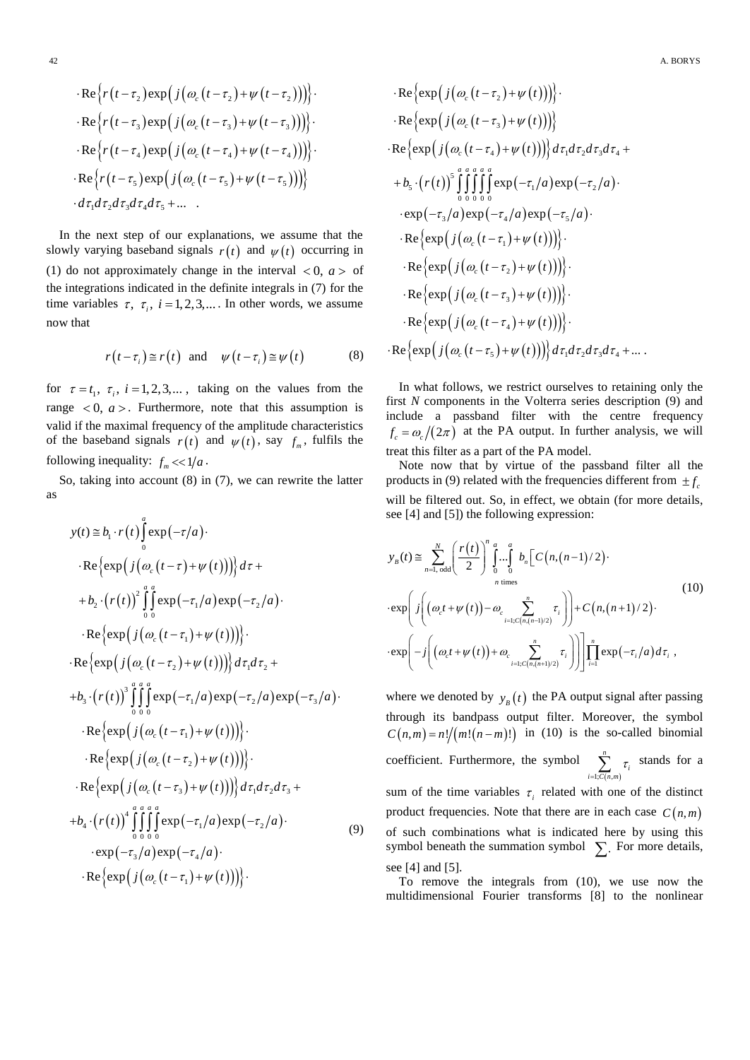$$\cdot \mathrm{Re}\left\{ r\left(t-\tau_2\right)\exp\left(j\left(\omega_c\left(t-\tau_2\right)+\psi\left(t-\tau_2\right)\right)\right)\right\}\cdot$$
$$\cdot \mathrm{Re}\left\{ r\left(t-\tau_3\right)\exp\left(j\left(\omega_c\left(t-\tau_3\right)+\psi\left(t-\tau_3\right)\right)\right)\right\}\cdot$$
$$\cdot \mathrm{Re}\left\{ r\left(t-\tau_4\right)\exp\left(j\left(\omega_c\left(t-\tau_4\right)+\psi\left(t-\tau_4\right)\right)\right)\right\}\cdot$$
$$\cdot \mathrm{Re}\left\{ r\left(t-\tau_5\right)\exp\left(j\left(\omega_c\left(t-\tau_5\right)+\psi\left(t-\tau_5\right)\right)\right)\right\}$$
$$\cdot d\tau_1 d\tau_2 d\tau_3 d\tau_4 d\tau_5 + \ldots \quad .$$

In the next step of our explanations, we assume that the slowly varying baseband signals $r(t)$ and $\psi(t)$ occurring in (1) do not approximately change in the interval $<0,\, a>$ of the integrations indicated in the definite integrals in (7) for the time variables $\tau,\ \tau_i,\ i=1,2,3,\ldots$. In other words, we assume now that

$$r\left(t-\tau_i\right)\cong r(t) \quad \text{and} \quad \psi\left(t-\tau_i\right)\cong\psi(t) \tag{8}$$

for $\tau = t_1,\ \tau_i,\ i=1,2,3,\ldots$, taking on the values from the range $<0,\, a>$. Furthermore, note that this assumption is valid if the maximal frequency of the amplitude characteristics of the baseband signals $r(t)$ and $\psi(t)$, say $f_m$, fulfils the following inequality: $f_m \ll 1/a$.

So, taking into account (8) in (7), we can rewrite the latter as

$$
\begin{aligned}
y(t) \cong\ & b_1 \cdot r(t)\int_0^a \exp(-\tau/a)\cdot \\
&\cdot \mathrm{Re}\left\{\exp\left(j\left(\omega_c(t-\tau)+\psi(t)\right)\right)\right\} d\tau + \\
&+ b_2\cdot\left(r(t)\right)^2 \int_0^a\int_0^a \exp(-\tau_1/a)\exp(-\tau_2/a)\cdot \\
&\cdot \mathrm{Re}\left\{\exp\left(j\left(\omega_c(t-\tau_1)+\psi(t)\right)\right)\right\}\cdot \\
&\cdot \mathrm{Re}\left\{\exp\left(j\left(\omega_c(t-\tau_2)+\psi(t)\right)\right)\right\} d\tau_1 d\tau_2 + \\
&+ b_3\cdot\left(r(t)\right)^3 \int_0^a\int_0^a\int_0^a \exp(-\tau_1/a)\exp(-\tau_2/a)\exp(-\tau_3/a)\cdot \\
&\cdot \mathrm{Re}\left\{\exp\left(j\left(\omega_c(t-\tau_1)+\psi(t)\right)\right)\right\}\cdot \\
&\cdot \mathrm{Re}\left\{\exp\left(j\left(\omega_c(t-\tau_2)+\psi(t)\right)\right)\right\}\cdot \\
&\cdot \mathrm{Re}\left\{\exp\left(j\left(\omega_c(t-\tau_3)+\psi(t)\right)\right)\right\} d\tau_1 d\tau_2 d\tau_3 + \\
&+ b_4\cdot\left(r(t)\right)^4 \int_0^a\int_0^a\int_0^a\int_0^a \exp(-\tau_1/a)\exp(-\tau_2/a)\cdot \\
&\cdot \exp(-\tau_3/a)\exp(-\tau_4/a)\cdot \\
&\cdot \mathrm{Re}\left\{\exp\left(j\left(\omega_c(t-\tau_1)+\psi(t)\right)\right)\right\}\cdot \\
&\cdot \mathrm{Re}\left\{\exp\left(j\left(\omega_c(t-\tau_2)+\psi(t)\right)\right)\right\}\cdot \\
&\cdot \mathrm{Re}\left\{\exp\left(j\left(\omega_c(t-\tau_3)+\psi(t)\right)\right)\right\} \\
&\cdot \mathrm{Re}\left\{\exp\left(j\left(\omega_c(t-\tau_4)+\psi(t)\right)\right)\right\} d\tau_1 d\tau_2 d\tau_3 d\tau_4 + \\
&+ b_5\cdot\left(r(t)\right)^5 \int_0^a\int_0^a\int_0^a\int_0^a\int_0^a \exp(-\tau_1/a)\exp(-\tau_2/a)\cdot \\
&\cdot \exp(-\tau_3/a)\exp(-\tau_4/a)\exp(-\tau_5/a)\cdot \\
&\cdot \mathrm{Re}\left\{\exp\left(j\left(\omega_c(t-\tau_1)+\psi(t)\right)\right)\right\}\cdot \\
&\cdot \mathrm{Re}\left\{\exp\left(j\left(\omega_c(t-\tau_2)+\psi(t)\right)\right)\right\}\cdot \\
&\cdot \mathrm{Re}\left\{\exp\left(j\left(\omega_c(t-\tau_3)+\psi(t)\right)\right)\right\}\cdot \\
&\cdot \mathrm{Re}\left\{\exp\left(j\left(\omega_c(t-\tau_4)+\psi(t)\right)\right)\right\}\cdot \\
&\cdot \mathrm{Re}\left\{\exp\left(j\left(\omega_c(t-\tau_5)+\psi(t)\right)\right)\right\} d\tau_1 d\tau_2 d\tau_3 d\tau_4 + \ldots\ .
\end{aligned} \tag{9}
$$

In what follows, we restrict ourselves to retaining only the first $N$ components in the Volterra series description (9) and include a passband filter with the centre frequency $f_c = \omega_c/(2\pi)$ at the PA output. In further analysis, we will treat this filter as a part of the PA model.

Note now that by virtue of the passband filter all the products in (9) related with the frequencies different from $\pm f_c$ will be filtered out. So, in effect, we obtain (for more details, see [4] and [5]) the following expression:

$$
\begin{aligned}
y_B(t) \cong & \sum_{n=1,\ \text{odd}}^{N}\left(\frac{r(t)}{2}\right)^n \underbrace{\int_0^a \ldots \int_0^a}_{n \text{ times}} b_n\Big[C\left(n,(n-1)/2\right)\cdot \\
&\cdot \exp\left(j\left(\left(\omega_c t+\psi(t)\right)-\omega_c\sum_{i=1;C(n,(n-1)/2)}^{n}\tau_i\right)\right)+C\left(n,(n+1)/2\right)\cdot \\
&\cdot \exp\left(-j\left(\left(\omega_c t+\psi(t)\right)+\omega_c\sum_{i=1;C(n,(n+1)/2)}^{n}\tau_i\right)\right)\Big]\prod_{i=1}^{n}\exp\left(-\tau_i/a\right)d\tau_i\ ,
\end{aligned} \tag{10}
$$

where we denoted by $y_B(t)$ the PA output signal after passing through its bandpass output filter. Moreover, the symbol $C(n,m) = n!/(m!(n-m)!)$ in (10) is the so-called binomial coefficient. Furthermore, the symbol $\sum_{i=1;C(n,m)}^{n}\tau_i$ stands for a sum of the time variables $\tau_i$ related with one of the distinct product frequencies. Note that there are in each case $C(n,m)$ of such combinations what is indicated here by using this symbol beneath the summation symbol $\sum$. For more details, see [4] and [5].

To remove the integrals from (10), we use now the multidimensional Fourier transforms [8] to the nonlinear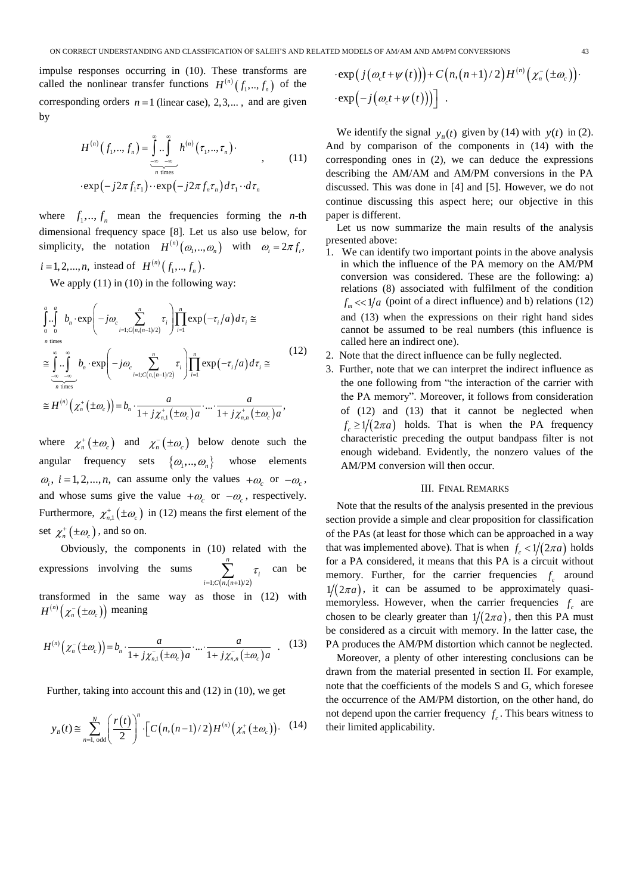impulse responses occurring in (10). These transforms are called the nonlinear transfer functions $H^{(n)}(f_1,..,f_n)$ of the corresponding orders $n=1$ (linear case), $2,3,...$, and are given by

$$H^{(n)}(f_1,..,f_n) = \underbrace{\int_{-\infty}^{\infty}..\int_{-\infty}^{\infty}}_{n \text{ times}} h^{(n)}(\tau_1,..,\tau_n)\cdot \exp(-j2\pi f_1\tau_1)\cdot\cdot\exp(-j2\pi f_n\tau_n)\,d\tau_1\cdot\cdot d\tau_n \quad (11)$$

where $f_1,..,f_n$ mean the frequencies forming the *n*-th dimensional frequency space [8]. Let us also use below, for simplicity, the notation $H^{(n)}(\omega_1,..,\omega_n)$ with $\omega_i = 2\pi f_i$, $i=1,2,...,n$, instead of $H^{(n)}(f_1,..,f_n)$.

We apply (11) in (10) in the following way:

$$\begin{aligned}
&\underbrace{\int_0^a..\int_0^a}_{n \text{ times}} b_n\cdot\exp\left(-j\omega_c\sum_{i=1;C(n,(n-1)/2)}^{n}\tau_i\right)\prod_{i=1}^{n}\exp(-\tau_i/a)\,d\tau_i \cong \\
&\cong \underbrace{\int_{-\infty}^{\infty}..\int_{-\infty}^{\infty}}_{n \text{ times}} b_n\cdot\exp\left(-j\omega_c\sum_{i=1;C(n,(n-1)/2)}^{n}\tau_i\right)\prod_{i=1}^{n}\exp(-\tau_i/a)\,d\tau_i \cong \\
&\cong H^{(n)}\left(\chi_n^+(\pm\omega_c)\right) = b_n\cdot\frac{a}{1+j\chi_{n,1}^+(\pm\omega_c)a}\cdot...\cdot\frac{a}{1+j\chi_{n,n}^+(\pm\omega_c)a},
\end{aligned} \quad (12)$$

where $\chi_n^+(\pm\omega_c)$ and $\chi_n^-(\pm\omega_c)$ below denote such the angular frequency sets $\{\omega_1,..,\omega_n\}$ whose elements $\omega_i$, $i=1,2,...,n$, can assume only the values $+\omega_c$ or $-\omega_c$, and whose sums give the value $+\omega_c$ or $-\omega_c$, respectively. Furthermore, $\chi_{n,1}^+(\pm\omega_c)$ in (12) means the first element of the set $\chi_n^+(\pm\omega_c)$, and so on.

Obviously, the components in (10) related with the expressions involving the sums $\sum_{i=1;C(n,(n+1)/2)}^{n}\tau_i$ can be transformed in the same way as those in (12) with $H^{(n)}\left(\chi_n^-(\pm\omega_c)\right)$ meaning

$$H^{(n)}\left(\chi_n^-(\pm\omega_c)\right) = b_n\cdot\frac{a}{1+j\chi_{n,1}^-(\pm\omega_c)a}\cdot...\cdot\frac{a}{1+j\chi_{n,n}^-(\pm\omega_c)a}\;. \quad (13)$$

Further, taking into account this and (12) in (10), we get

$$\begin{aligned}
y_B(t) \cong \sum_{n=1,\text{ odd}}^{N}\left(\frac{r(t)}{2}\right)^n\cdot\Big[&C(n,(n-1)/2)H^{(n)}\left(\chi_n^+(\pm\omega_c)\right)\cdot \\
&\cdot\exp\left(j(\omega_c t+\psi(t))\right)+C(n,(n+1)/2)H^{(n)}\left(\chi_n^-(\pm\omega_c)\right)\cdot \\
&\cdot\exp\left(-j(\omega_c t+\psi(t))\right)\Big]\;.
\end{aligned} \quad (14)$$

We identify the signal $y_B(t)$ given by (14) with $y(t)$ in (2). And by comparison of the components in (14) with the corresponding ones in (2), we can deduce the expressions describing the AM/AM and AM/PM conversions in the PA discussed. This was done in [4] and [5]. However, we do not continue discussing this aspect here; our objective in this paper is different.

Let us now summarize the main results of the analysis presented above:

1. We can identify two important points in the above analysis in which the influence of the PA memory on the AM/PM conversion was considered. These are the following: a) relations (8) associated with fulfilment of the condition $f_m << 1/a$ (point of a direct influence) and b) relations (12) and (13) when the expressions on their right hand sides cannot be assumed to be real numbers (this influence is called here an indirect one).
2. Note that the direct influence can be fully neglected.
3. Further, note that we can interpret the indirect influence as the one following from "the interaction of the carrier with the PA memory". Moreover, it follows from consideration of (12) and (13) that it cannot be neglected when $f_c \geq 1/(2\pi a)$ holds. That is when the PA frequency characteristic preceding the output bandpass filter is not enough wideband. Evidently, the nonzero values of the AM/PM conversion will then occur.

## III. Final Remarks

Note that the results of the analysis presented in the previous section provide a simple and clear proposition for classification of the PAs (at least for those which can be approached in a way that was implemented above). That is when $f_c < 1/(2\pi a)$ holds for a PA considered, it means that this PA is a circuit without memory. Further, for the carrier frequencies $f_c$ around $1/(2\pi a)$, it can be assumed to be approximately quasi-memoryless. However, when the carrier frequencies $f_c$ are chosen to be clearly greater than $1/(2\pi a)$, then this PA must be considered as a circuit with memory. In the latter case, the PA produces the AM/PM distortion which cannot be neglected.

Moreover, a plenty of other interesting conclusions can be drawn from the material presented in section II. For example, note that the coefficients of the models S and G, which foresee the occurrence of the AM/PM distortion, on the other hand, do not depend upon the carrier frequency $f_c$. This bears witness to their limited applicability.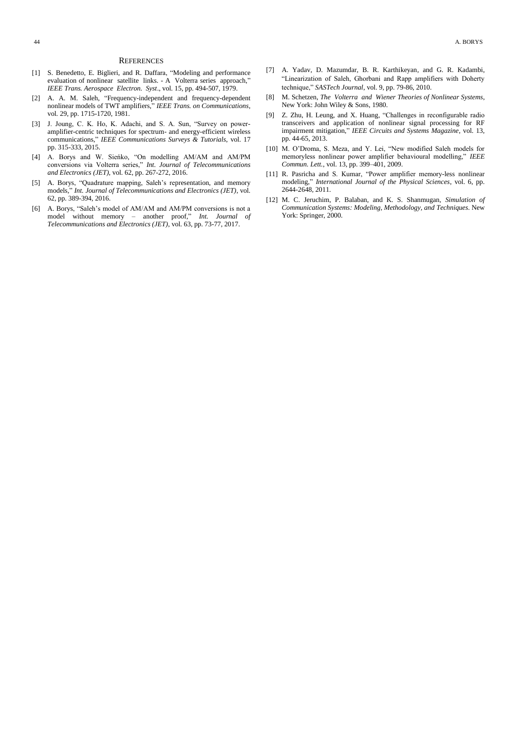## REFERENCES

[1] S. Benedetto, E. Biglieri, and R. Daffara, "Modeling and performance evaluation of nonlinear satellite links. - A Volterra series approach," *IEEE Trans. Aerospace Electron. Syst*., vol. 15, pp. 494-507, 1979.

[2] A. A. M. Saleh, "Frequency-independent and frequency-dependent nonlinear models of TWT amplifiers," *IEEE Trans. on Communications*, vol. 29, pp. 1715-1720, 1981.

[3] J. Joung, C. K. Ho, K. Adachi, and S. A. Sun, "Survey on power-amplifier-centric techniques for spectrum- and energy-efficient wireless communications," *IEEE Communications Surveys & Tutorials*, vol. 17 pp. 315-333, 2015.

[4] A. Borys and W. Sieńko, "On modelling AM/AM and AM/PM conversions via Volterra series," *Int. Journal of Telecommunications and Electronics (JET)*, vol. 62, pp. 267-272, 2016.

[5] A. Borys, "Quadrature mapping, Saleh's representation, and memory models," *Int. Journal of Telecommunications and Electronics (JET)*, vol. 62, pp. 389-394, 2016.

[6] A. Borys, "Saleh's model of AM/AM and AM/PM conversions is not a model without memory – another proof," *Int. Journal of Telecommunications and Electronics (JET)*, vol. 63, pp. 73-77, 2017.

[7] A. Yadav, D. Mazumdar, B. R. Karthikeyan, and G. R. Kadambi, "Linearization of Saleh, Ghorbani and Rapp amplifiers with Doherty technique," *SASTech Journal*, vol. 9, pp. 79-86, 2010.

[8] M. Schetzen, *The Volterra and Wiener Theories of Nonlinear Systems*, New York: John Wiley & Sons, 1980.

[9] Z. Zhu, H. Leung, and X. Huang, "Challenges in reconfigurable radio transceivers and application of nonlinear signal processing for RF impairment mitigation," *IEEE Circuits and Systems Magazine*, vol. 13, pp. 44-65, 2013.

[10] M. O'Droma, S. Meza, and Y. Lei, "New modified Saleh models for memoryless nonlinear power amplifier behavioural modelling," *IEEE Commun. Lett.*, vol. 13, pp. 399–401, 2009.

[11] R. Pasricha and S. Kumar, "Power amplifier memory-less nonlinear modeling," *International Journal of the Physical Sciences*, vol. 6, pp. 2644-2648, 2011.

[12] M. C. Jeruchim, P. Balaban, and K. S. Shanmugan, *Simulation of Communication Systems: Modeling, Methodology, and Techniques*. New York: Springer, 2000.